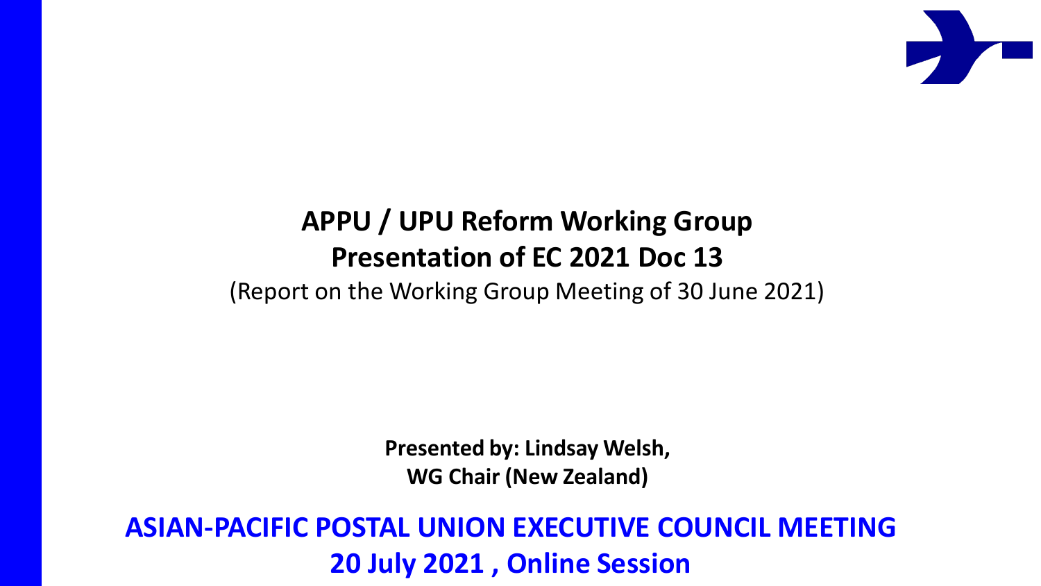# APPU / UPU Reform Working Group
# Presentation of EC 2021 Doc 13

(Report on the Working Group Meeting of 30 June 2021)

**Presented by: Lindsay Welsh,**
**WG Chair (New Zealand)**

**ASIAN-PACIFIC POSTAL UNION EXECUTIVE COUNCIL MEETING**
**20 July 2021 , Online Session**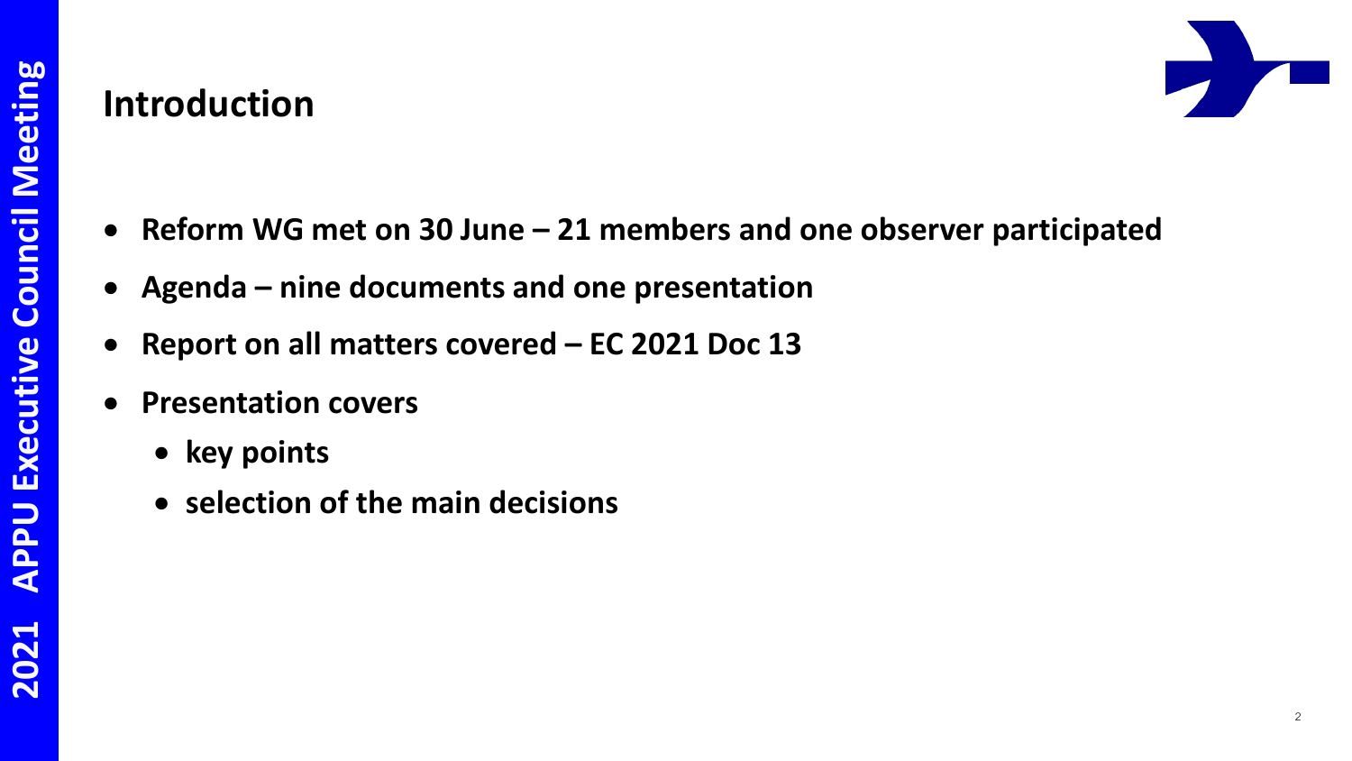# Introduction

- **Reform WG met on 30 June – 21 members and one observer participated**
- **Agenda – nine documents and one presentation**
- **Report on all matters covered – EC 2021 Doc 13**
- **Presentation covers**
  - **key points**
  - **selection of the main decisions**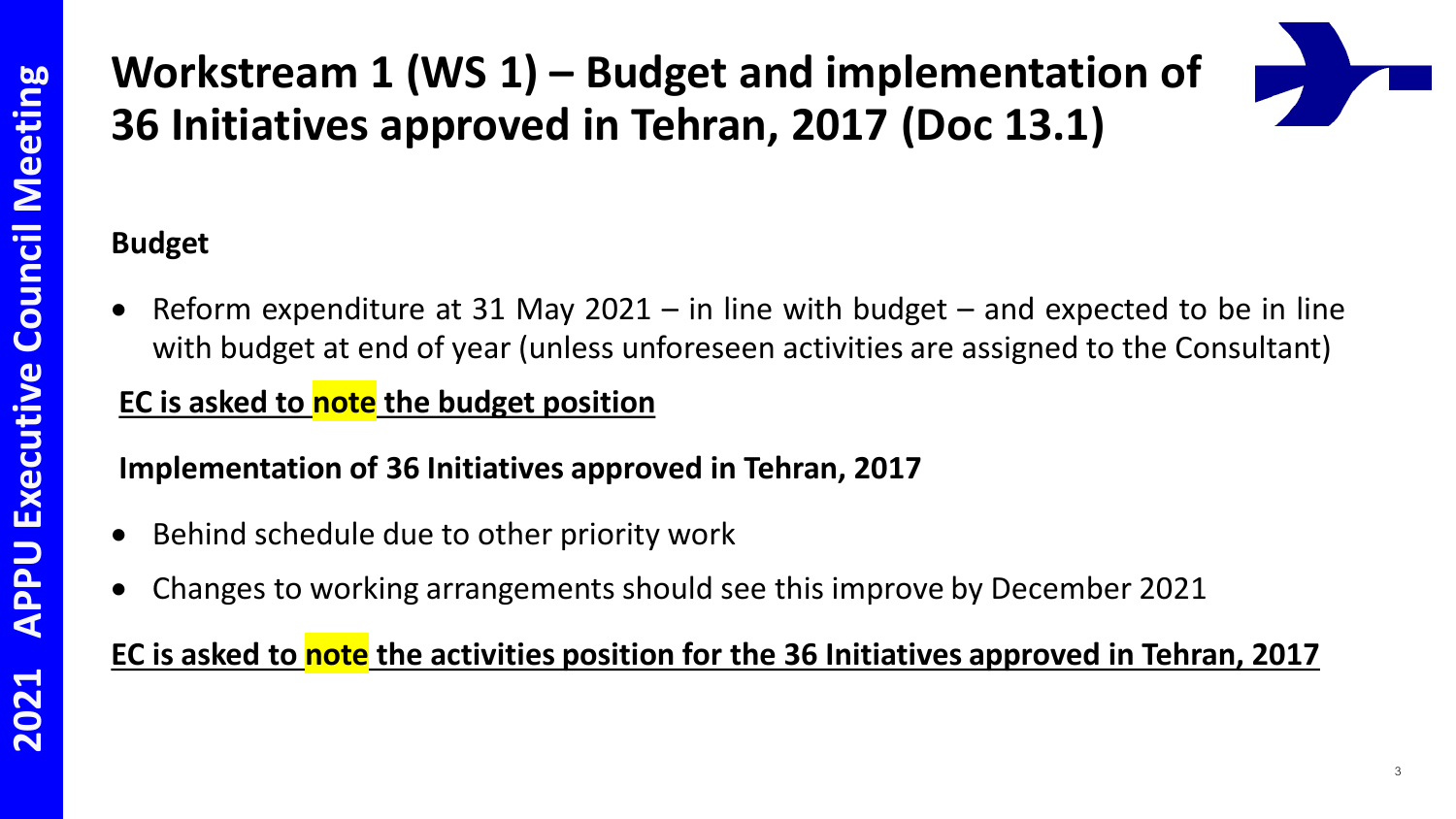# Workstream 1 (WS 1) – Budget and implementation of 36 Initiatives approved in Tehran, 2017 (Doc 13.1)

**Budget**

- Reform expenditure at 31 May 2021 – in line with budget – and expected to be in line with budget at end of year (unless unforeseen activities are assigned to the Consultant)

**EC is asked to note the budget position**

**Implementation of 36 Initiatives approved in Tehran, 2017**

- Behind schedule due to other priority work
- Changes to working arrangements should see this improve by December 2021

**EC is asked to note the activities position for the 36 Initiatives approved in Tehran, 2017**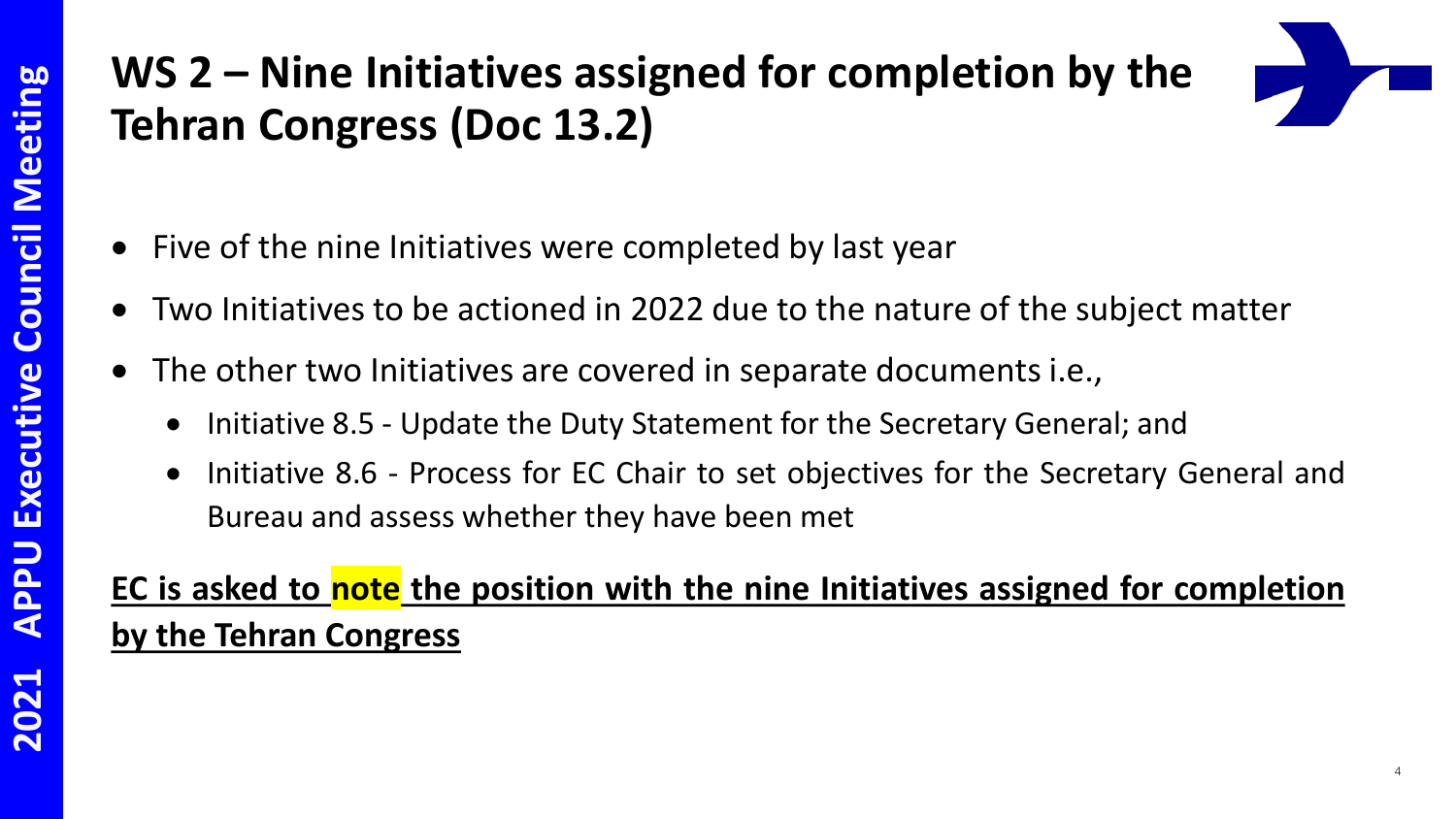# WS 2 – Nine Initiatives assigned for completion by the Tehran Congress (Doc 13.2)

- Five of the nine Initiatives were completed by last year
- Two Initiatives to be actioned in 2022 due to the nature of the subject matter
- The other two Initiatives are covered in separate documents i.e.,
  - Initiative 8.5 - Update the Duty Statement for the Secretary General; and
  - Initiative 8.6 - Process for EC Chair to set objectives for the Secretary General and Bureau and assess whether they have been met

**EC is asked to note the position with the nine Initiatives assigned for completion by the Tehran Congress**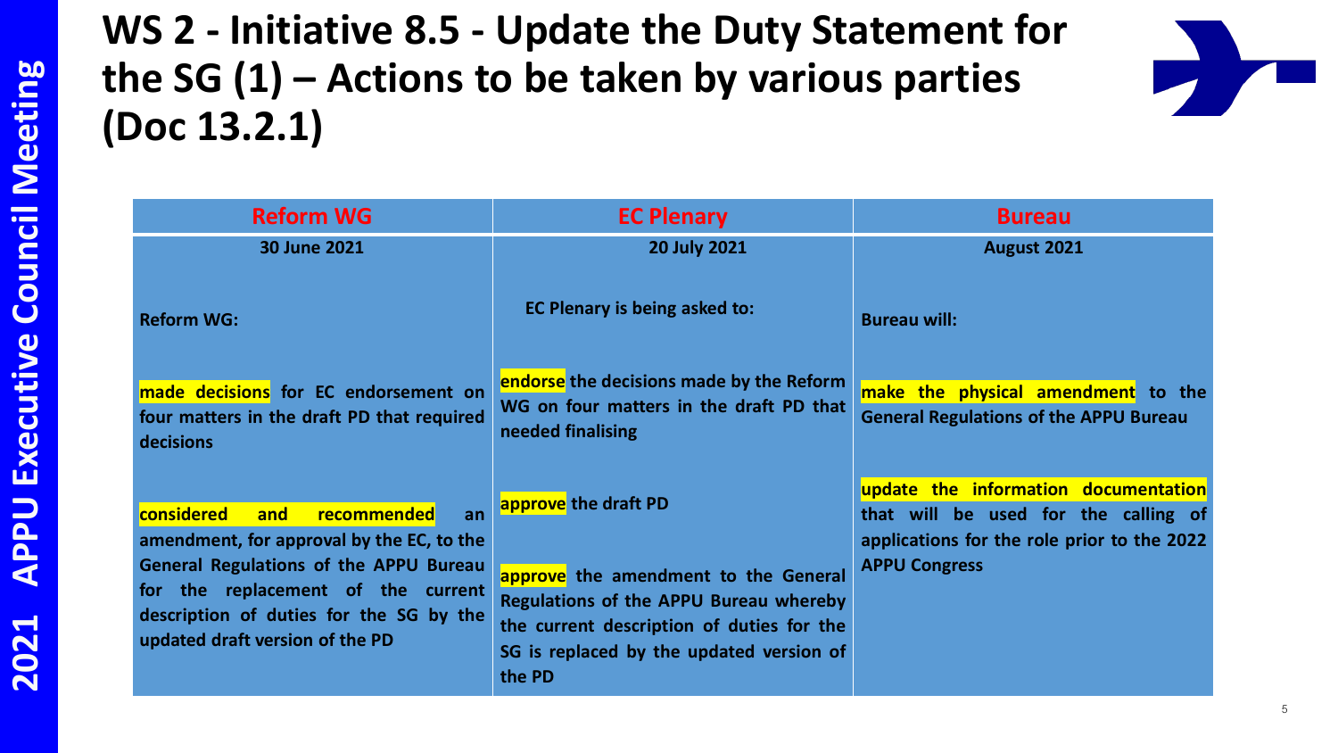# WS 2 - Initiative 8.5 - Update the Duty Statement for the SG (1) – Actions to be taken by various parties (Doc 13.2.1)

| Reform WG | EC Plenary | Bureau |
| --- | --- | --- |
| **30 June 2021** | **20 July 2021** | **August 2021** |
| **Reform WG:**<br><br>**made decisions for EC endorsement on four matters in the draft PD that required decisions**<br><br>**considered and recommended an amendment, for approval by the EC, to the General Regulations of the APPU Bureau for the replacement of the current description of duties for the SG by the updated draft version of the PD** | **EC Plenary is being asked to:**<br><br>**endorse the decisions made by the Reform WG on four matters in the draft PD that needed finalising**<br><br>**approve the draft PD**<br><br>**approve the amendment to the General Regulations of the APPU Bureau whereby the current description of duties for the SG is replaced by the updated version of the PD** | **Bureau will:**<br><br>**make the physical amendment to the General Regulations of the APPU Bureau**<br><br>**update the information documentation that will be used for the calling of applications for the role prior to the 2022 APPU Congress** |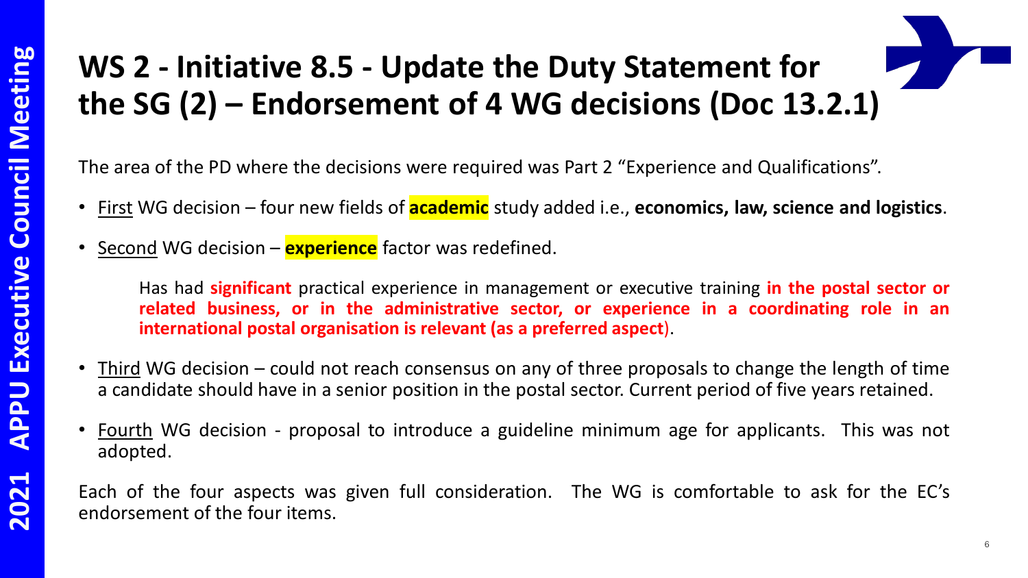# WS 2 - Initiative 8.5 - Update the Duty Statement for the SG (2) – Endorsement of 4 WG decisions (Doc 13.2.1)

The area of the PD where the decisions were required was Part 2 "Experience and Qualifications".

- First WG decision – four new fields of **academic** study added i.e., **economics, law, science and logistics**.
- Second WG decision – **experience** factor was redefined.

  Has had **significant** practical experience in management or executive training **in the postal sector or related business, or in the administrative sector, or experience in a coordinating role in an international postal organisation is relevant (as a preferred aspect)**.

- Third WG decision – could not reach consensus on any of three proposals to change the length of time a candidate should have in a senior position in the postal sector. Current period of five years retained.
- Fourth WG decision - proposal to introduce a guideline minimum age for applicants. This was not adopted.

Each of the four aspects was given full consideration. The WG is comfortable to ask for the EC's endorsement of the four items.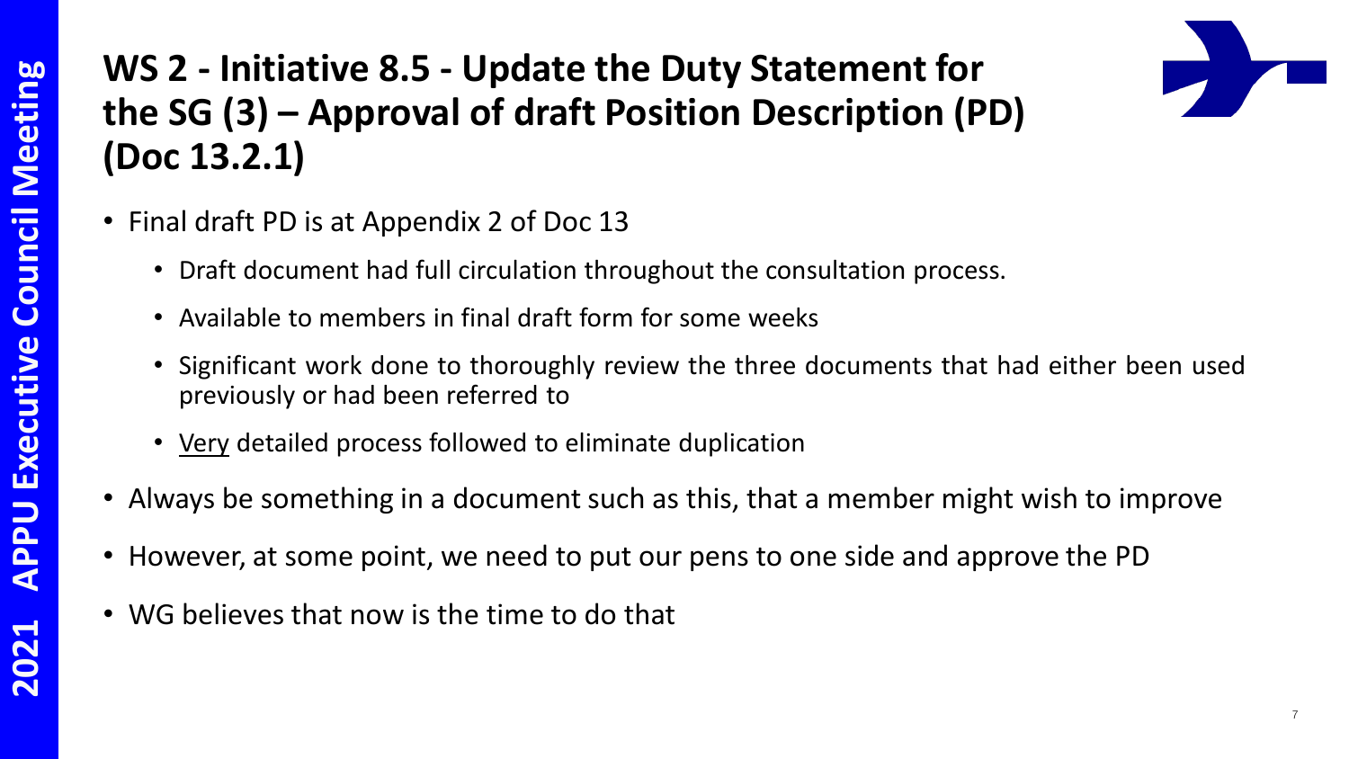# WS 2 - Initiative 8.5 - Update the Duty Statement for the SG (3) – Approval of draft Position Description (PD) (Doc 13.2.1)

- Final draft PD is at Appendix 2 of Doc 13
  - Draft document had full circulation throughout the consultation process.
  - Available to members in final draft form for some weeks
  - Significant work done to thoroughly review the three documents that had either been used previously or had been referred to
  - <u>Very</u> detailed process followed to eliminate duplication
- Always be something in a document such as this, that a member might wish to improve
- However, at some point, we need to put our pens to one side and approve the PD
- WG believes that now is the time to do that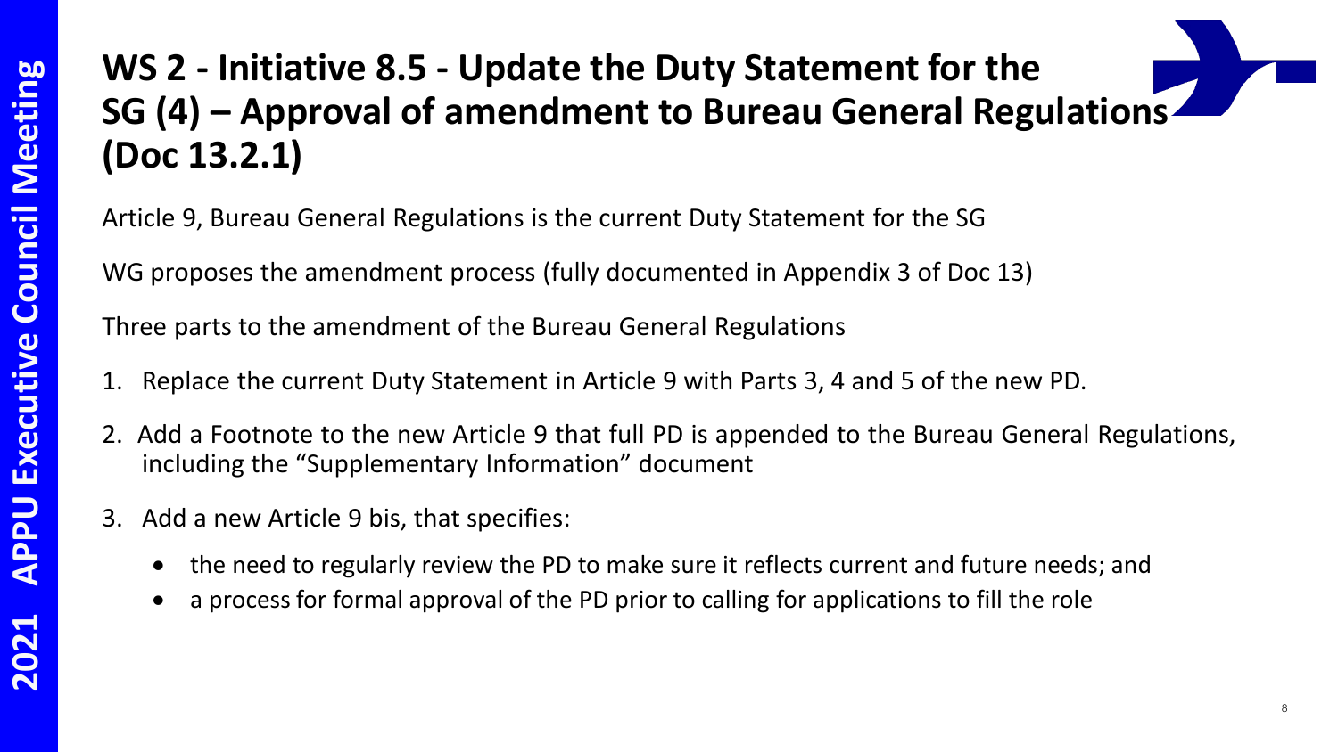# WS 2 - Initiative 8.5 - Update the Duty Statement for the SG (4) – Approval of amendment to Bureau General Regulations (Doc 13.2.1)

Article 9, Bureau General Regulations is the current Duty Statement for the SG

WG proposes the amendment process (fully documented in Appendix 3 of Doc 13)

Three parts to the amendment of the Bureau General Regulations

1. Replace the current Duty Statement in Article 9 with Parts 3, 4 and 5 of the new PD.
2. Add a Footnote to the new Article 9 that full PD is appended to the Bureau General Regulations, including the "Supplementary Information" document
3. Add a new Article 9 bis, that specifies:
   - the need to regularly review the PD to make sure it reflects current and future needs; and
   - a process for formal approval of the PD prior to calling for applications to fill the role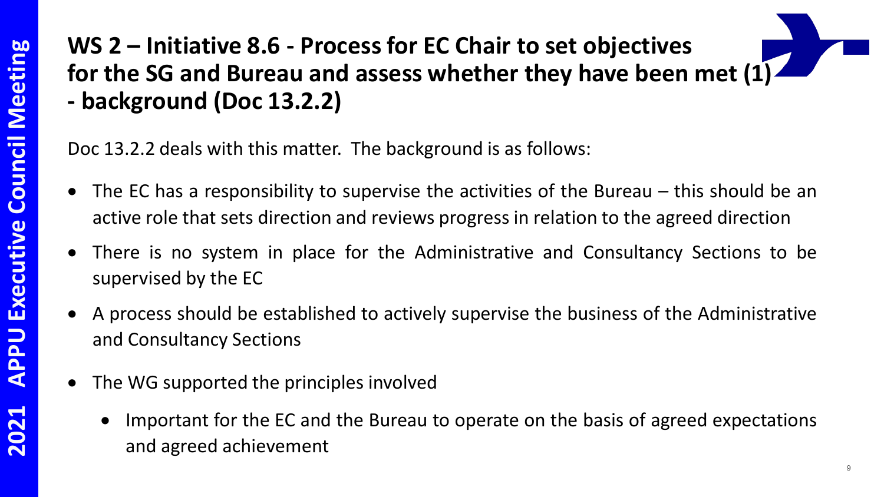# WS 2 – Initiative 8.6 - Process for EC Chair to set objectives for the SG and Bureau and assess whether they have been met (1) - background (Doc 13.2.2)

Doc 13.2.2 deals with this matter. The background is as follows:

- The EC has a responsibility to supervise the activities of the Bureau – this should be an active role that sets direction and reviews progress in relation to the agreed direction
- There is no system in place for the Administrative and Consultancy Sections to be supervised by the EC
- A process should be established to actively supervise the business of the Administrative and Consultancy Sections
- The WG supported the principles involved
  - Important for the EC and the Bureau to operate on the basis of agreed expectations and agreed achievement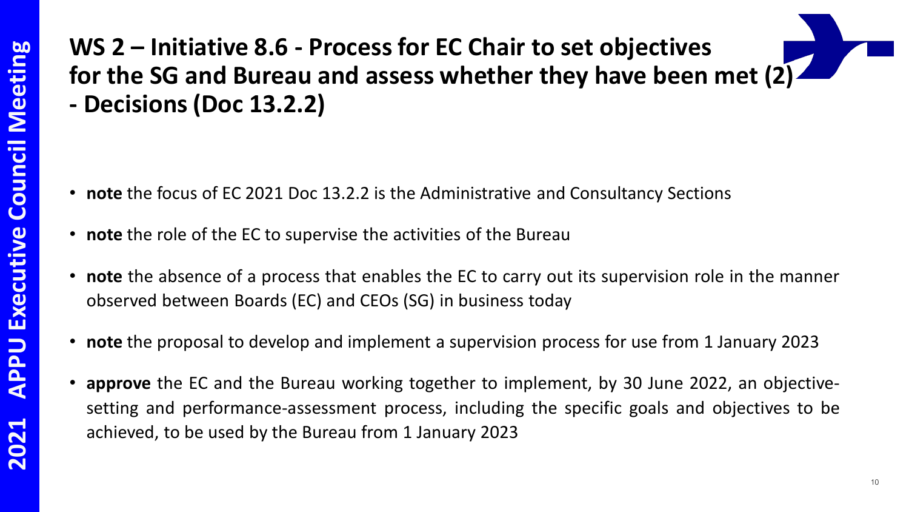# WS 2 – Initiative 8.6 - Process for EC Chair to set objectives for the SG and Bureau and assess whether they have been met (2) - Decisions (Doc 13.2.2)

- **note** the focus of EC 2021 Doc 13.2.2 is the Administrative and Consultancy Sections
- **note** the role of the EC to supervise the activities of the Bureau
- **note** the absence of a process that enables the EC to carry out its supervision role in the manner observed between Boards (EC) and CEOs (SG) in business today
- **note** the proposal to develop and implement a supervision process for use from 1 January 2023
- **approve** the EC and the Bureau working together to implement, by 30 June 2022, an objective-setting and performance-assessment process, including the specific goals and objectives to be achieved, to be used by the Bureau from 1 January 2023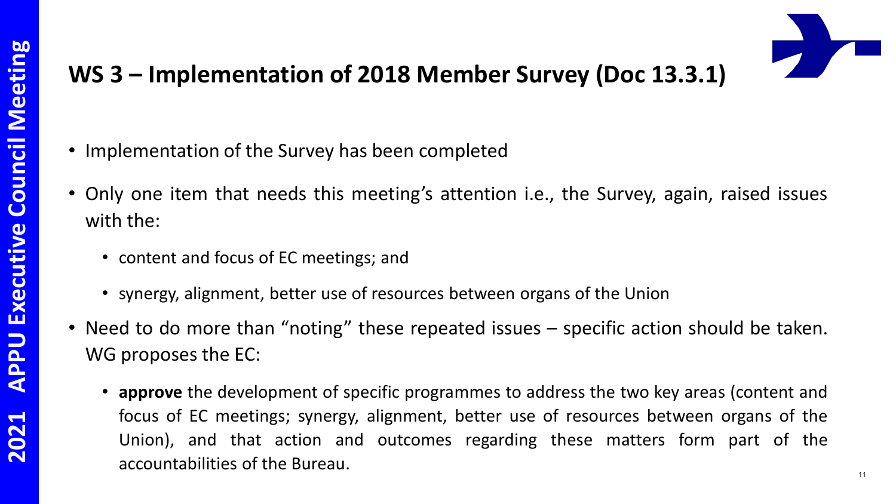# WS 3 – Implementation of 2018 Member Survey (Doc 13.3.1)

- Implementation of the Survey has been completed
- Only one item that needs this meeting's attention i.e., the Survey, again, raised issues with the:
  - content and focus of EC meetings; and
  - synergy, alignment, better use of resources between organs of the Union
- Need to do more than "noting" these repeated issues – specific action should be taken. WG proposes the EC:
  - **approve** the development of specific programmes to address the two key areas (content and focus of EC meetings; synergy, alignment, better use of resources between organs of the Union), and that action and outcomes regarding these matters form part of the accountabilities of the Bureau.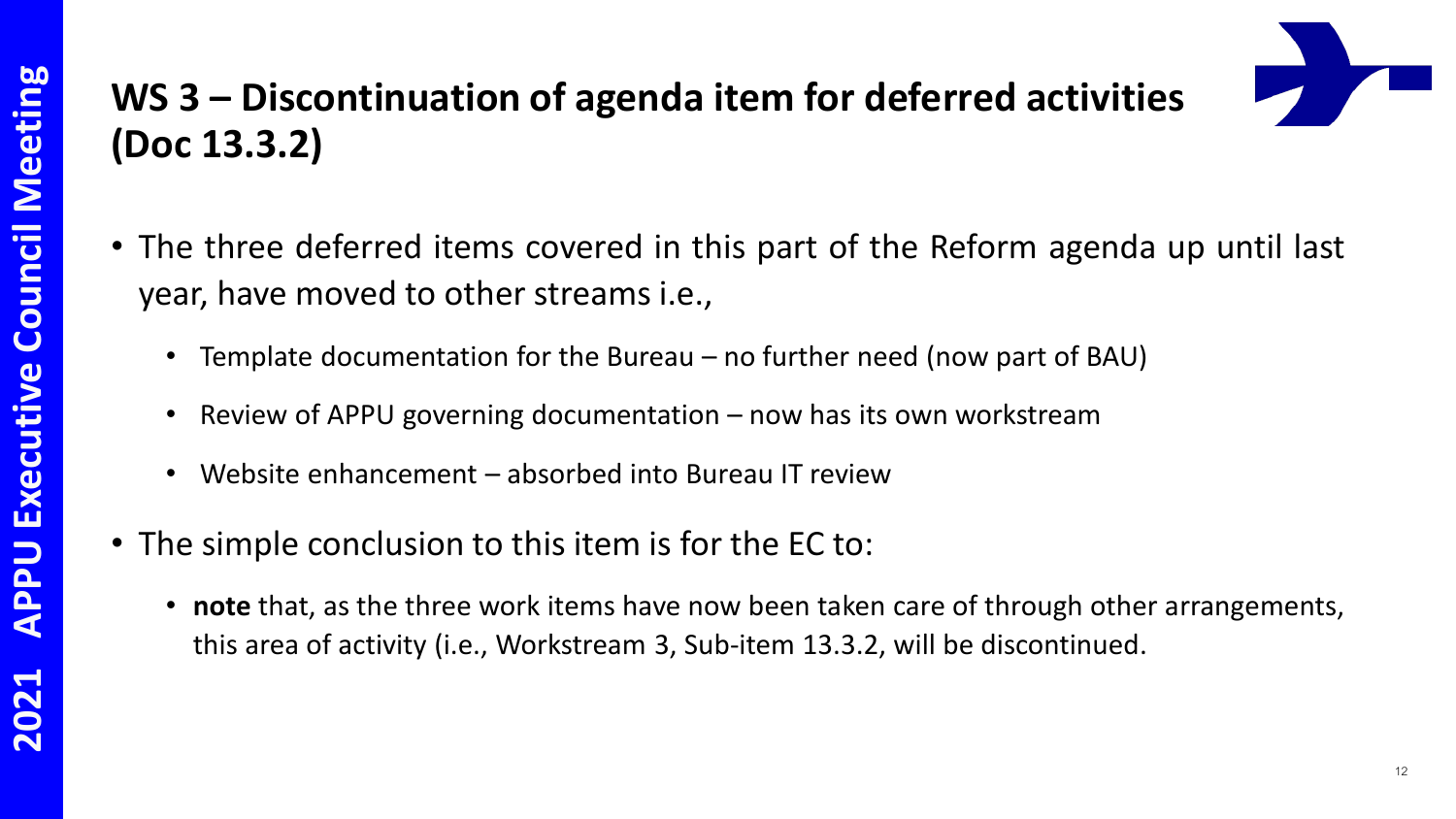## WS 3 – Discontinuation of agenda item for deferred activities (Doc 13.3.2)

- The three deferred items covered in this part of the Reform agenda up until last year, have moved to other streams i.e.,
  - Template documentation for the Bureau – no further need (now part of BAU)
  - Review of APPU governing documentation – now has its own workstream
  - Website enhancement – absorbed into Bureau IT review
- The simple conclusion to this item is for the EC to:
  - **note** that, as the three work items have now been taken care of through other arrangements, this area of activity (i.e., Workstream 3, Sub-item 13.3.2, will be discontinued.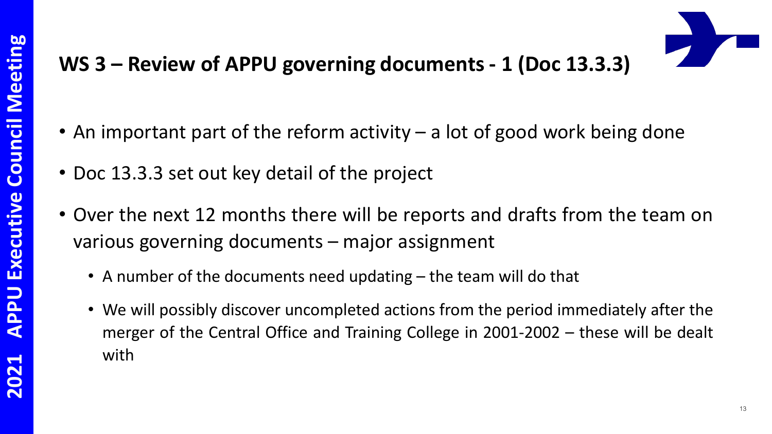## WS 3 – Review of APPU governing documents - 1 (Doc 13.3.3)

- An important part of the reform activity – a lot of good work being done
- Doc 13.3.3 set out key detail of the project
- Over the next 12 months there will be reports and drafts from the team on various governing documents – major assignment
  - A number of the documents need updating – the team will do that
  - We will possibly discover uncompleted actions from the period immediately after the merger of the Central Office and Training College in 2001-2002 – these will be dealt with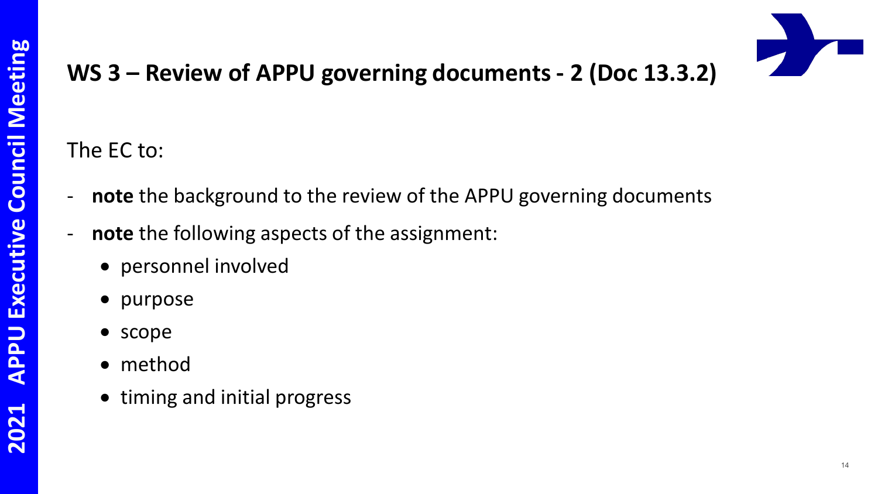## WS 3 – Review of APPU governing documents - 2 (Doc 13.3.2)

The EC to:

- **note** the background to the review of the APPU governing documents
- **note** the following aspects of the assignment:
  - personnel involved
  - purpose
  - scope
  - method
  - timing and initial progress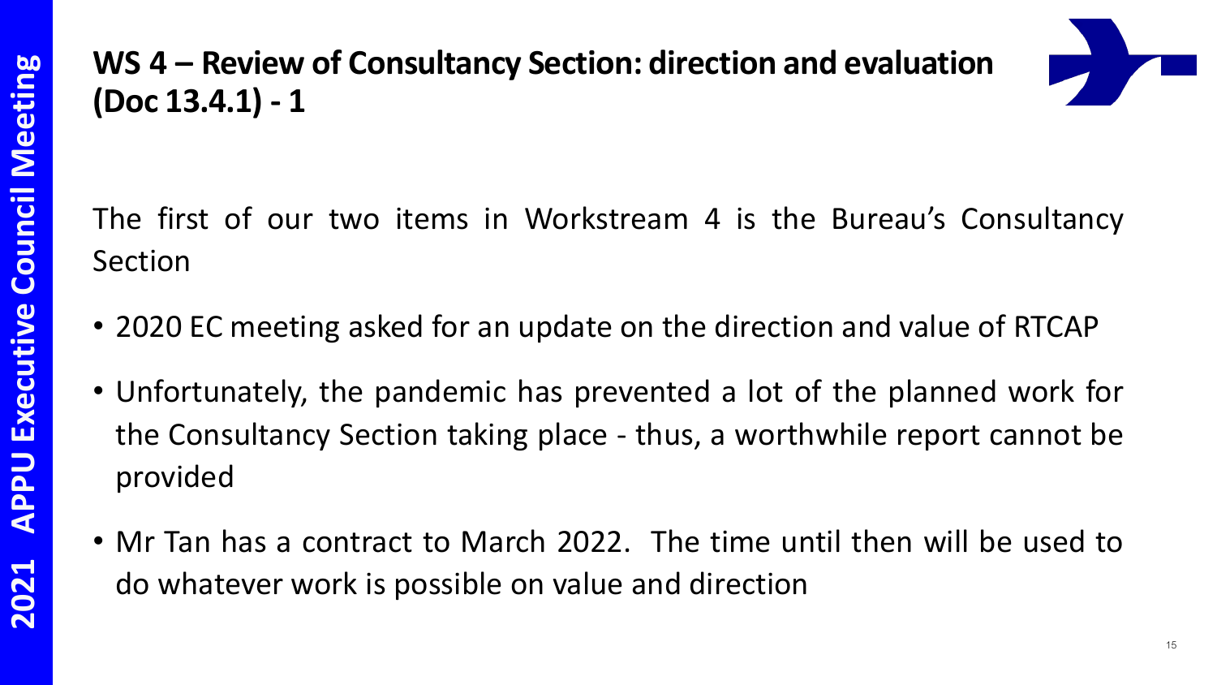# WS 4 – Review of Consultancy Section: direction and evaluation (Doc 13.4.1) - 1

The first of our two items in Workstream 4 is the Bureau's Consultancy Section

- 2020 EC meeting asked for an update on the direction and value of RTCAP
- Unfortunately, the pandemic has prevented a lot of the planned work for the Consultancy Section taking place - thus, a worthwhile report cannot be provided
- Mr Tan has a contract to March 2022. The time until then will be used to do whatever work is possible on value and direction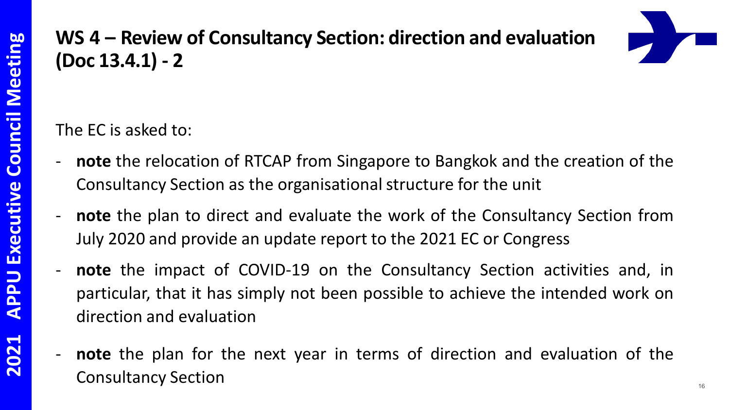# WS 4 – Review of Consultancy Section: direction and evaluation (Doc 13.4.1) - 2

The EC is asked to:

- **note** the relocation of RTCAP from Singapore to Bangkok and the creation of the Consultancy Section as the organisational structure for the unit
- **note** the plan to direct and evaluate the work of the Consultancy Section from July 2020 and provide an update report to the 2021 EC or Congress
- **note** the impact of COVID-19 on the Consultancy Section activities and, in particular, that it has simply not been possible to achieve the intended work on direction and evaluation
- **note** the plan for the next year in terms of direction and evaluation of the Consultancy Section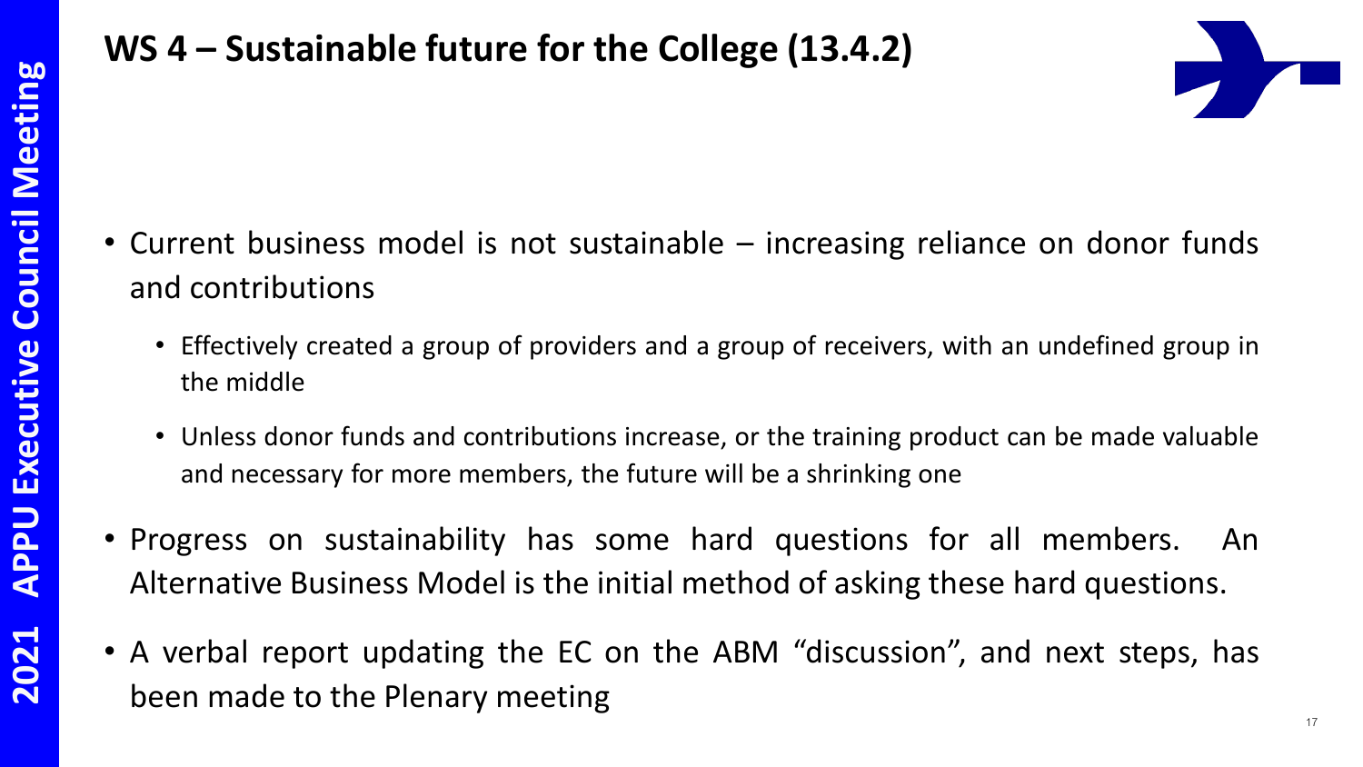# WS 4 – Sustainable future for the College (13.4.2)

- Current business model is not sustainable – increasing reliance on donor funds and contributions
  - Effectively created a group of providers and a group of receivers, with an undefined group in the middle
  - Unless donor funds and contributions increase, or the training product can be made valuable and necessary for more members, the future will be a shrinking one
- Progress on sustainability has some hard questions for all members. An Alternative Business Model is the initial method of asking these hard questions.
- A verbal report updating the EC on the ABM "discussion", and next steps, has been made to the Plenary meeting